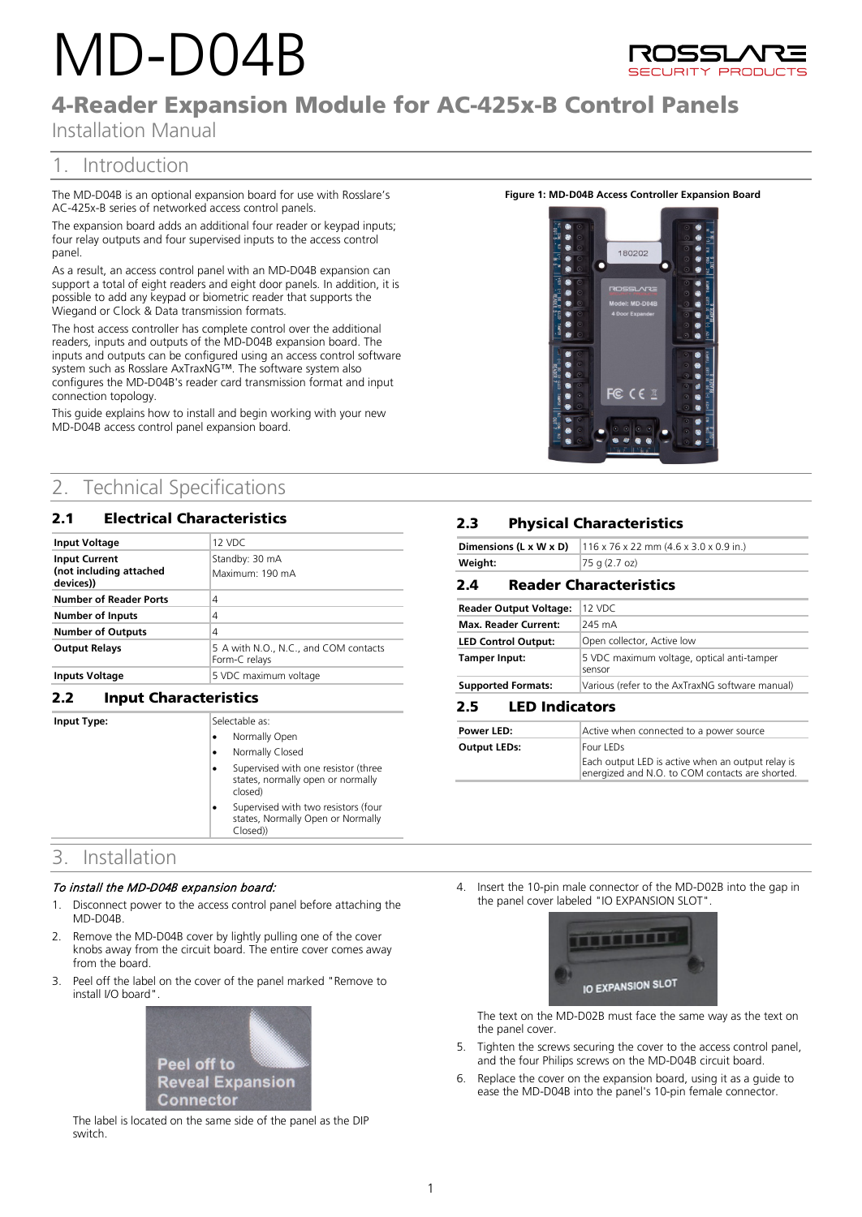# MD-D04B

## 4-Reader Expansion Module for AC-425x-B Control Panels

Installation Manual

## 1. Introduction

The MD-D04B is an optional expansion board for use with Rosslare's AC-425x-B series of networked access control panels.

The expansion board adds an additional four reader or keypad inputs; four relay outputs and four supervised inputs to the access control panel.

As a result, an access control panel with an MD-D04B expansion can support a total of eight readers and eight door panels. In addition, it is possible to add any keypad or biometric reader that supports the Wiegand or Clock & Data transmission formats.

The host access controller has complete control over the additional readers, inputs and outputs of the MD-D04B expansion board. The inputs and outputs can be configured using an access control software system such as Rosslare AxTraxNG™. The software system also configures the MD-D04B's reader card transmission format and input connection topology.

This guide explains how to install and begin working with your new MD-D04B access control panel expansion board.

**Figure 1: MD-D04B Access Controller Expansion Board**

## 2. Technical Specifications

### 2.1 Electrical Characteristics

| | |
|---|---|
| **Input Voltage** | 12 VDC |
| **Input Current (not including attached devices))** | Standby: 30 mA<br>Maximum: 190 mA |
| **Number of Reader Ports** | 4 |
| **Number of Inputs** | 4 |
| **Number of Outputs** | 4 |
| **Output Relays** | 5 A with N.O., N.C., and COM contacts Form-C relays |
| **Inputs Voltage** | 5 VDC maximum voltage |

### 2.2 Input Characteristics

| | |
|---|---|
| **Input Type:** | Selectable as:<br>• Normally Open<br>• Normally Closed<br>• Supervised with one resistor (three states, normally open or normally closed)<br>• Supervised with two resistors (four states, Normally Open or Normally Closed) |

### 2.3 Physical Characteristics

| | |
|---|---|
| **Dimensions (L x W x D)** | 116 x 76 x 22 mm (4.6 x 3.0 x 0.9 in.) |
| **Weight:** | 75 g (2.7 oz) |

### 2.4 Reader Characteristics

| | |
|---|---|
| **Reader Output Voltage:** | 12 VDC |
| **Max. Reader Current:** | 245 mA |
| **LED Control Output:** | Open collector, Active low |
| **Tamper Input:** | 5 VDC maximum voltage, optical anti-tamper sensor |
| **Supported Formats:** | Various (refer to the AxTraxNG software manual) |

### 2.5 LED Indicators

| | |
|---|---|
| **Power LED:** | Active when connected to a power source |
| **Output LEDs:** | Four LEDs<br>Each output LED is active when an output relay is energized and N.O. to COM contacts are shorted. |

## 3. Installation

***To install the MD-D04B expansion board:***

1. Disconnect power to the access control panel before attaching the MD-D04B.
2. Remove the MD-D04B cover by lightly pulling one of the cover knobs away from the circuit board. The entire cover comes away from the board.
3. Peel off the label on the cover of the panel marked "Remove to install I/O board".

   The label is located on the same side of the panel as the DIP switch.
4. Insert the 10-pin male connector of the MD-D02B into the gap in the panel cover labeled "IO EXPANSION SLOT".

   The text on the MD-D02B must face the same way as the text on the panel cover.
5. Tighten the screws securing the cover to the access control panel, and the four Philips screws on the MD-D04B circuit board.
6. Replace the cover on the expansion board, using it as a guide to ease the MD-D04B into the panel's 10-pin female connector.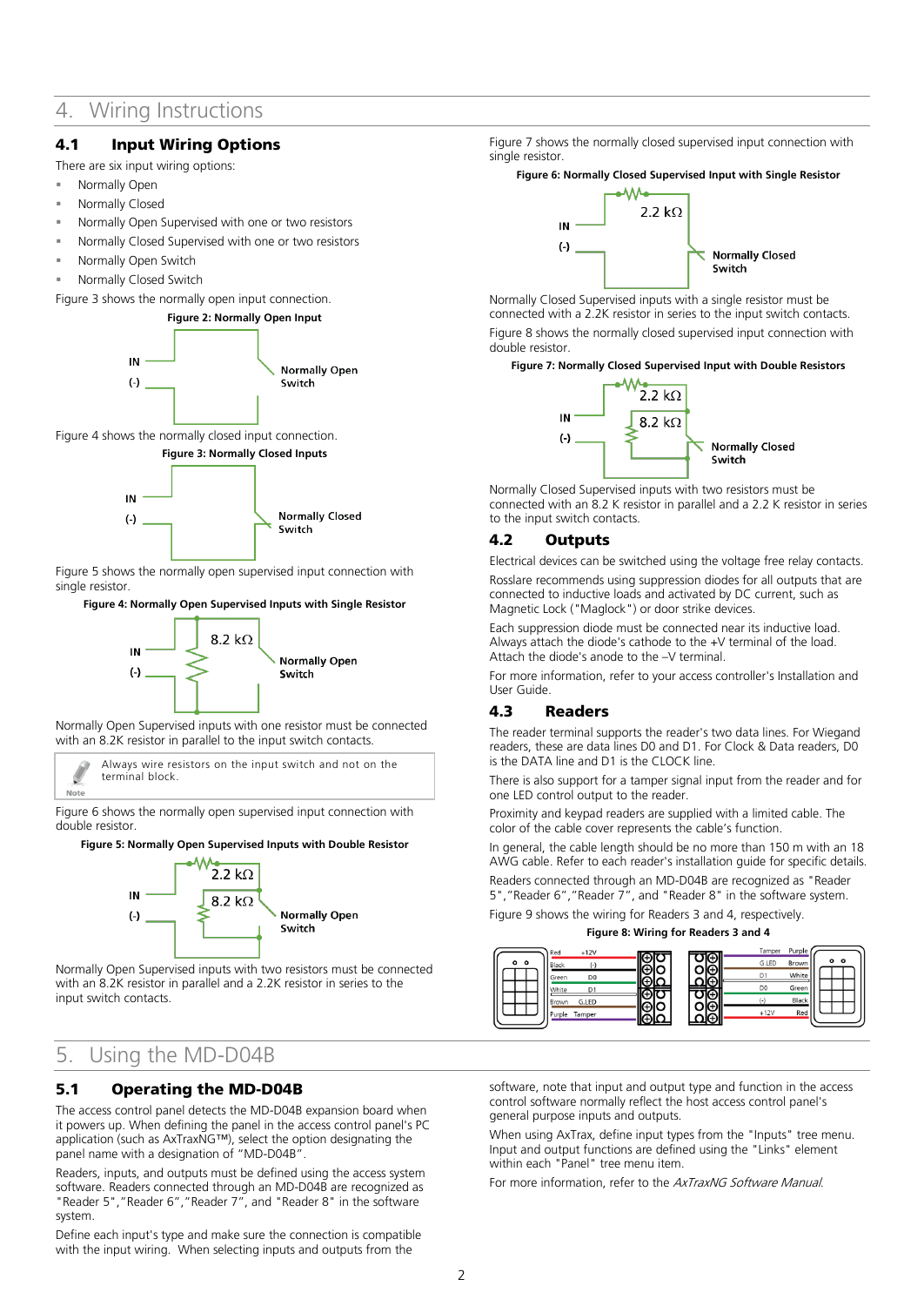# 4. Wiring Instructions

## 4.1 Input Wiring Options

There are six input wiring options:

- Normally Open
- Normally Closed
- Normally Open Supervised with one or two resistors
- Normally Closed Supervised with one or two resistors
- Normally Open Switch
- Normally Closed Switch

Figure 3 shows the normally open input connection.

**Figure 2: Normally Open Input**

Figure 4 shows the normally closed input connection.

**Figure 3: Normally Closed Inputs**

Figure 5 shows the normally open supervised input connection with single resistor.

**Figure 4: Normally Open Supervised Inputs with Single Resistor**

Normally Open Supervised inputs with one resistor must be connected with an 8.2K resistor in parallel to the input switch contacts.

> **Note:** Always wire resistors on the input switch and not on the terminal block.

Figure 6 shows the normally open supervised input connection with double resistor.

**Figure 5: Normally Open Supervised Inputs with Double Resistor**

Normally Open Supervised inputs with two resistors must be connected with an 8.2K resistor in parallel and a 2.2K resistor in series to the input switch contacts.

Figure 7 shows the normally closed supervised input connection with single resistor.

**Figure 6: Normally Closed Supervised Input with Single Resistor**

Normally Closed Supervised inputs with a single resistor must be connected with a 2.2K resistor in series to the input switch contacts.

Figure 8 shows the normally closed supervised input connection with double resistor.

**Figure 7: Normally Closed Supervised Input with Double Resistors**

Normally Closed Supervised inputs with two resistors must be connected with an 8.2 K resistor in parallel and a 2.2 K resistor in series to the input switch contacts.

## 4.2 Outputs

Electrical devices can be switched using the voltage free relay contacts.

Rosslare recommends using suppression diodes for all outputs that are connected to inductive loads and activated by DC current, such as Magnetic Lock ("Maglock") or door strike devices.

Each suppression diode must be connected near its inductive load. Always attach the diode's cathode to the +V terminal of the load. Attach the diode's anode to the –V terminal.

For more information, refer to your access controller's Installation and User Guide.

## 4.3 Readers

The reader terminal supports the reader's two data lines. For Wiegand readers, these are data lines D0 and D1. For Clock & Data readers, D0 is the DATA line and D1 is the CLOCK line.

There is also support for a tamper signal input from the reader and for one LED control output to the reader.

Proximity and keypad readers are supplied with a limited cable. The color of the cable cover represents the cable's function.

In general, the cable length should be no more than 150 m with an 18 AWG cable. Refer to each reader's installation guide for specific details.

Readers connected through an MD-D04B are recognized as "Reader 5","Reader 6","Reader 7", and "Reader 8" in the software system.

Figure 9 shows the wiring for Readers 3 and 4, respectively.

**Figure 8: Wiring for Readers 3 and 4**

# 5. Using the MD-D04B

## 5.1 Operating the MD-D04B

The access control panel detects the MD-D04B expansion board when it powers up. When defining the panel in the access control panel's PC application (such as AxTraxNG™), select the option designating the panel name with a designation of "MD-D04B".

Readers, inputs, and outputs must be defined using the access system software. Readers connected through an MD-D04B are recognized as "Reader 5","Reader 6","Reader 7", and "Reader 8" in the software system.

Define each input's type and make sure the connection is compatible with the input wiring. When selecting inputs and outputs from the software, note that input and output type and function in the access control software normally reflect the host access control panel's general purpose inputs and outputs.

When using AxTrax, define input types from the "Inputs" tree menu. Input and output functions are defined using the "Links" element within each "Panel" tree menu item.

For more information, refer to the *AxTraxNG Software Manual*.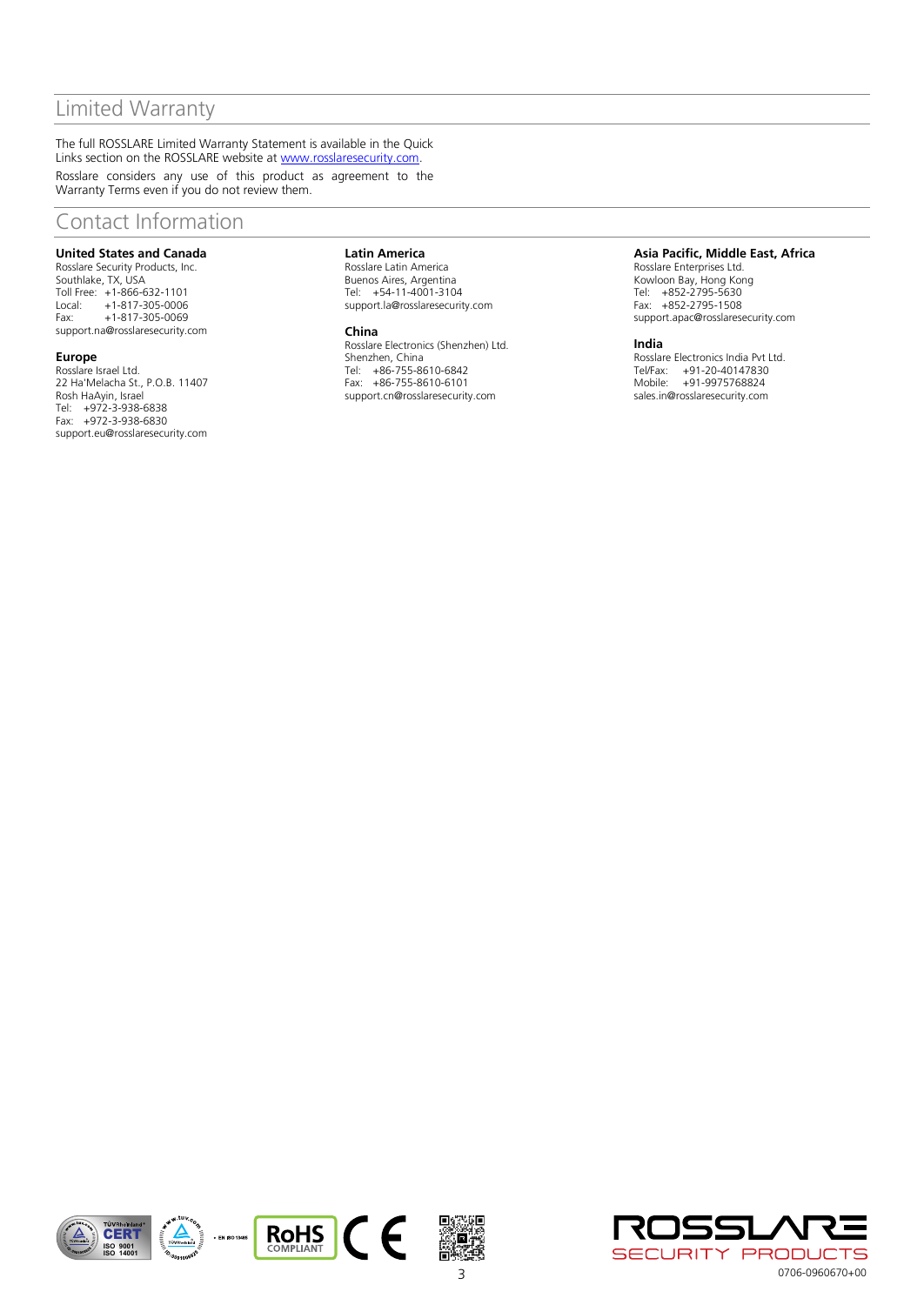## Limited Warranty

The full ROSSLARE Limited Warranty Statement is available in the Quick Links section on the ROSSLARE website at www.rosslaresecurity.com.

Rosslare considers any use of this product as agreement to the Warranty Terms even if you do not review them.

## Contact Information

**United States and Canada**
Rosslare Security Products, Inc.
Southlake, TX, USA
Toll Free: +1-866-632-1101
Local: +1-817-305-0006
Fax: +1-817-305-0069
support.na@rosslaresecurity.com

**Europe**
Rosslare Israel Ltd.
22 Ha'Melacha St., P.O.B. 11407
Rosh HaAyin, Israel
Tel: +972-3-938-6838
Fax: +972-3-938-6830
support.eu@rosslaresecurity.com

**Latin America**
Rosslare Latin America
Buenos Aires, Argentina
Tel: +54-11-4001-3104
support.la@rosslaresecurity.com

**China**
Rosslare Electronics (Shenzhen) Ltd.
Shenzhen, China
Tel: +86-755-8610-6842
Fax: +86-755-8610-6101
support.cn@rosslaresecurity.com

**Asia Pacific, Middle East, Africa**
Rosslare Enterprises Ltd.
Kowloon Bay, Hong Kong
Tel: +852-2795-5630
Fax: +852-2795-1508
support.apac@rosslaresecurity.com

**India**
Rosslare Electronics India Pvt Ltd.
Tel/Fax: +91-20-40147830
Mobile: +91-9975768824
sales.in@rosslaresecurity.com

0706-0960670+00